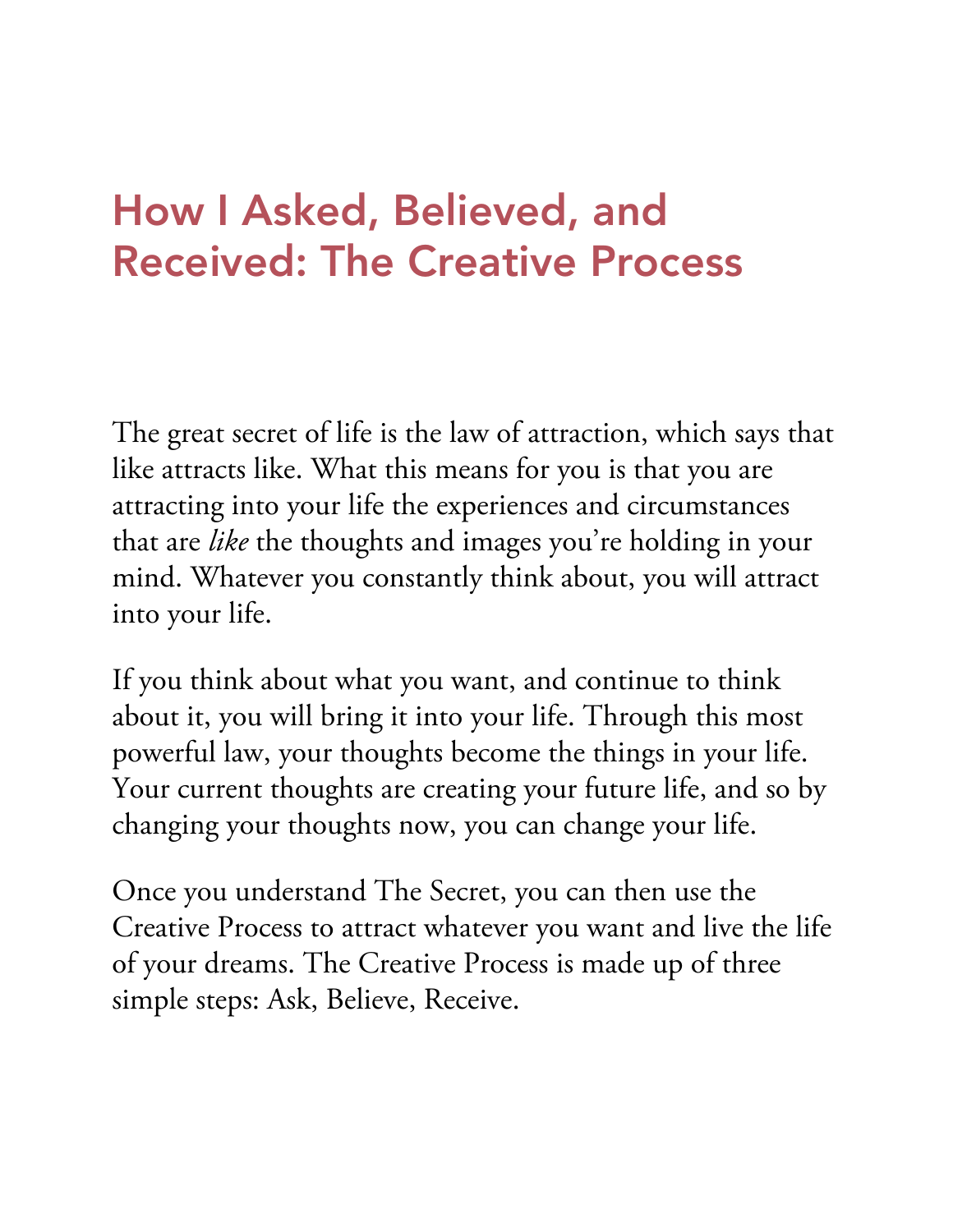# How I Asked, Believed, and Received: The Creative Process

The great secret of life is the law of attraction, which says that like attracts like. What this means for you is that you are attracting into your life the experiences and circumstances that are *like* the thoughts and images you're holding in your mind. Whatever you constantly think about, you will attract into your life.

If you think about what you want, and continue to think about it, you will bring it into your life. Through this most powerful law, your thoughts become the things in your life. Your current thoughts are creating your future life, and so by changing your thoughts now, you can change your life.

Once you understand The Secret, you can then use the Creative Process to attract whatever you want and live the life of your dreams. The Creative Process is made up of three simple steps: Ask, Believe, Receive.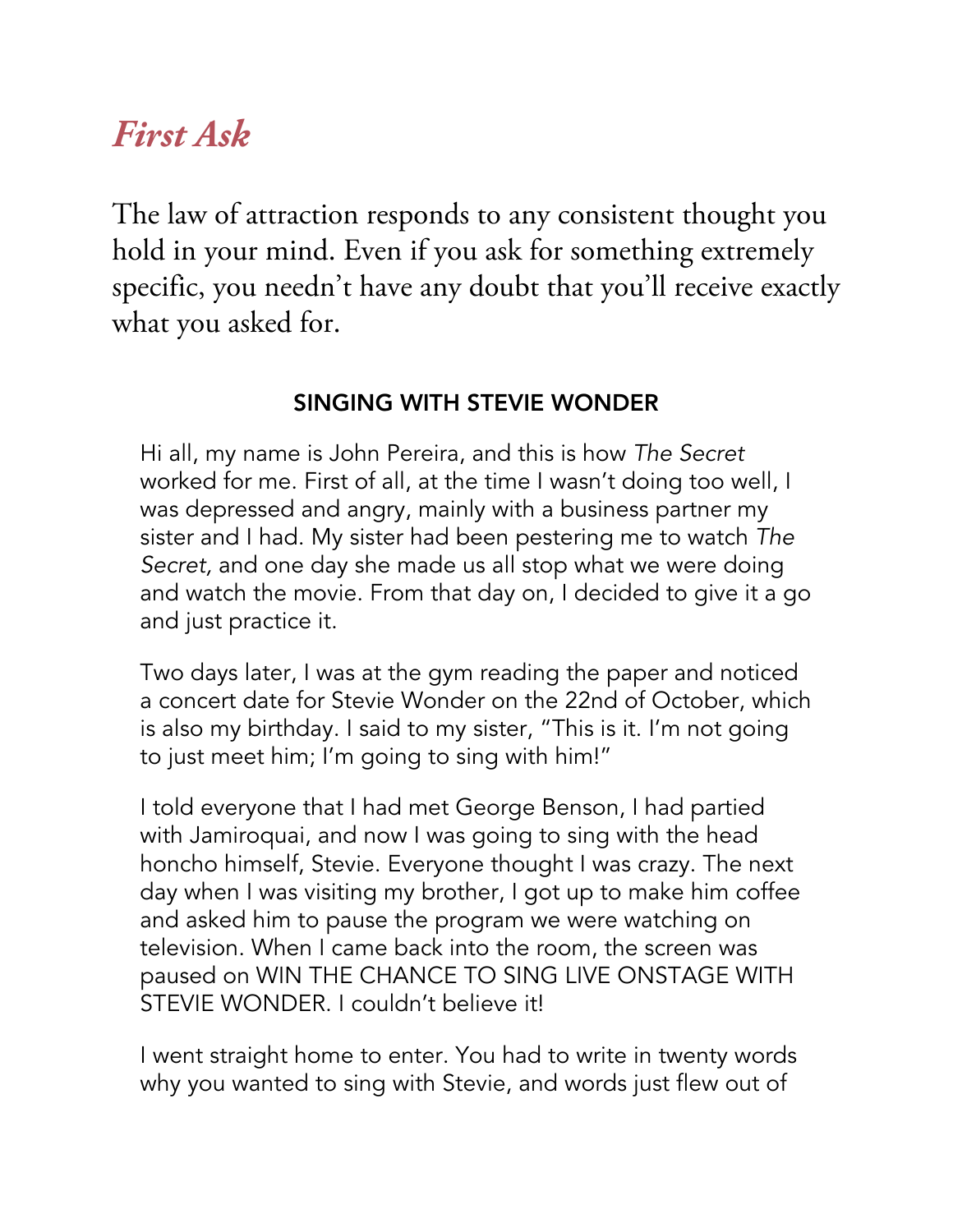# *First Ask*

The law of attraction responds to any consistent thought you hold in your mind. Even if you ask for something extremely specific, you needn't have any doubt that you'll receive exactly what you asked for.

### SINGING WITH STEVIE WONDER

Hi all, my name is John Pereira, and this is how *The Secret* worked for me. First of all, at the time I wasn't doing too well, I was depressed and angry, mainly with a business partner my sister and I had. My sister had been pestering me to watch *The Secret,* and one day she made us all stop what we were doing and watch the movie. From that day on, I decided to give it a go and just practice it.

Two days later, I was at the gym reading the paper and noticed a concert date for Stevie Wonder on the 22nd of October, which is also my birthday. I said to my sister, "This is it. I'm not going to just meet him; I'm going to sing with him!"

I told everyone that I had met George Benson, I had partied with Jamiroquai, and now I was going to sing with the head honcho himself, Stevie. Everyone thought I was crazy. The next day when I was visiting my brother, I got up to make him coffee and asked him to pause the program we were watching on television. When I came back into the room, the screen was paused on WIN THE CHANCE TO SING LIVE ONSTAGE WITH STEVIE WONDER. I couldn't believe it!

I went straight home to enter. You had to write in twenty words why you wanted to sing with Stevie, and words just flew out of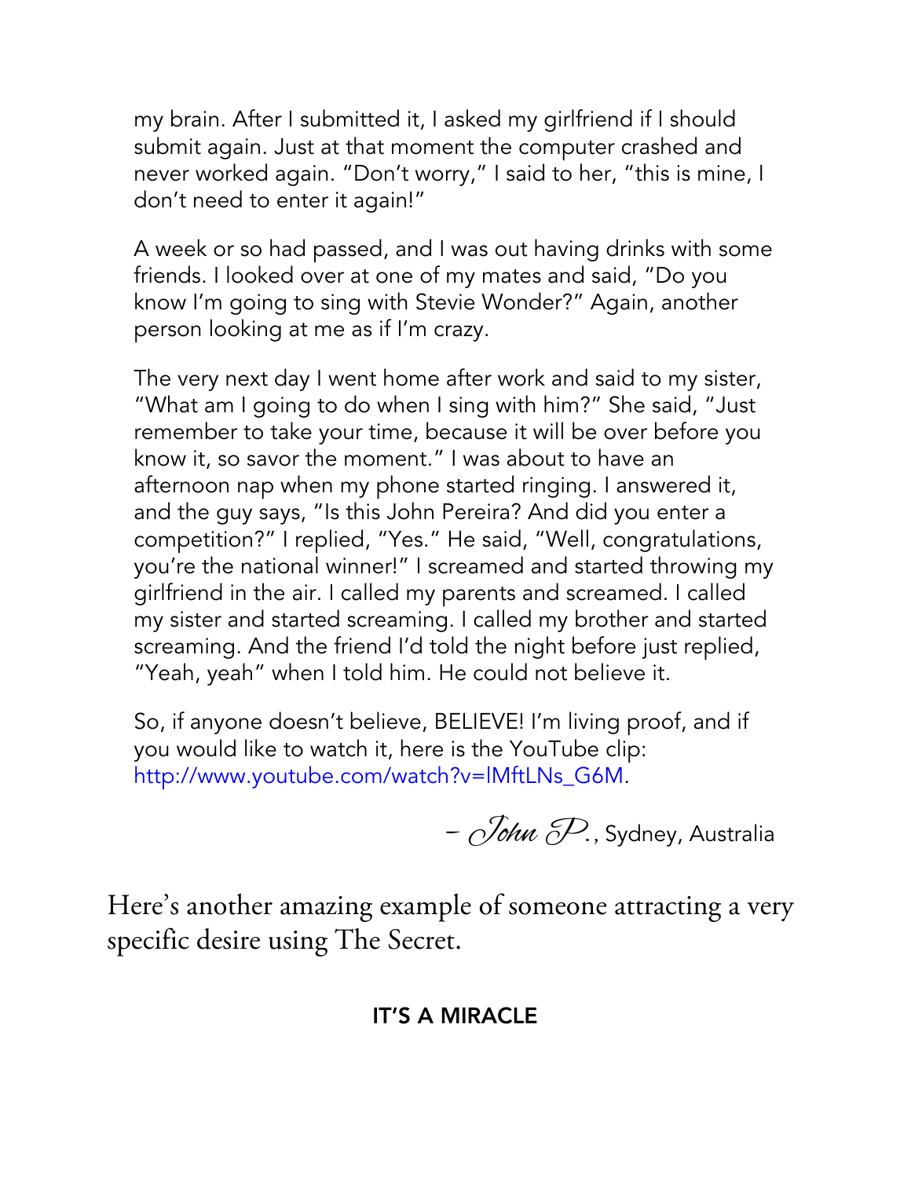my brain. After I submitted it, I asked my girlfriend if I should submit again. Just at that moment the computer crashed and never worked again. "Don't worry," I said to her, "this is mine, I don't need to enter it again!"

A week or so had passed, and I was out having drinks with some friends. I looked over at one of my mates and said, "Do you know I'm going to sing with Stevie Wonder?" Again, another person looking at me as if I'm crazy.

The very next day I went home after work and said to my sister, "What am I going to do when I sing with him?" She said, "Just remember to take your time, because it will be over before you know it, so savor the moment." I was about to have an afternoon nap when my phone started ringing. I answered it, and the guy says, "Is this John Pereira? And did you enter a competition?" I replied, "Yes." He said, "Well, congratulations, you're the national winner!" I screamed and started throwing my girlfriend in the air. I called my parents and screamed. I called my sister and started screaming. I called my brother and started screaming. And the friend I'd told the night before just replied, "Yeah, yeah" when I told him. He could not believe it.

So, if anyone doesn't believe, BELIEVE! I'm living proof, and if you would like to watch it, here is the YouTube clip: http://www.youtube.com/watch?v=lMftLNs_G6M.

– *John P.*, Sydney, Australia

Here's another amazing example of someone attracting a very specific desire using The Secret.

## IT'S A MIRACLE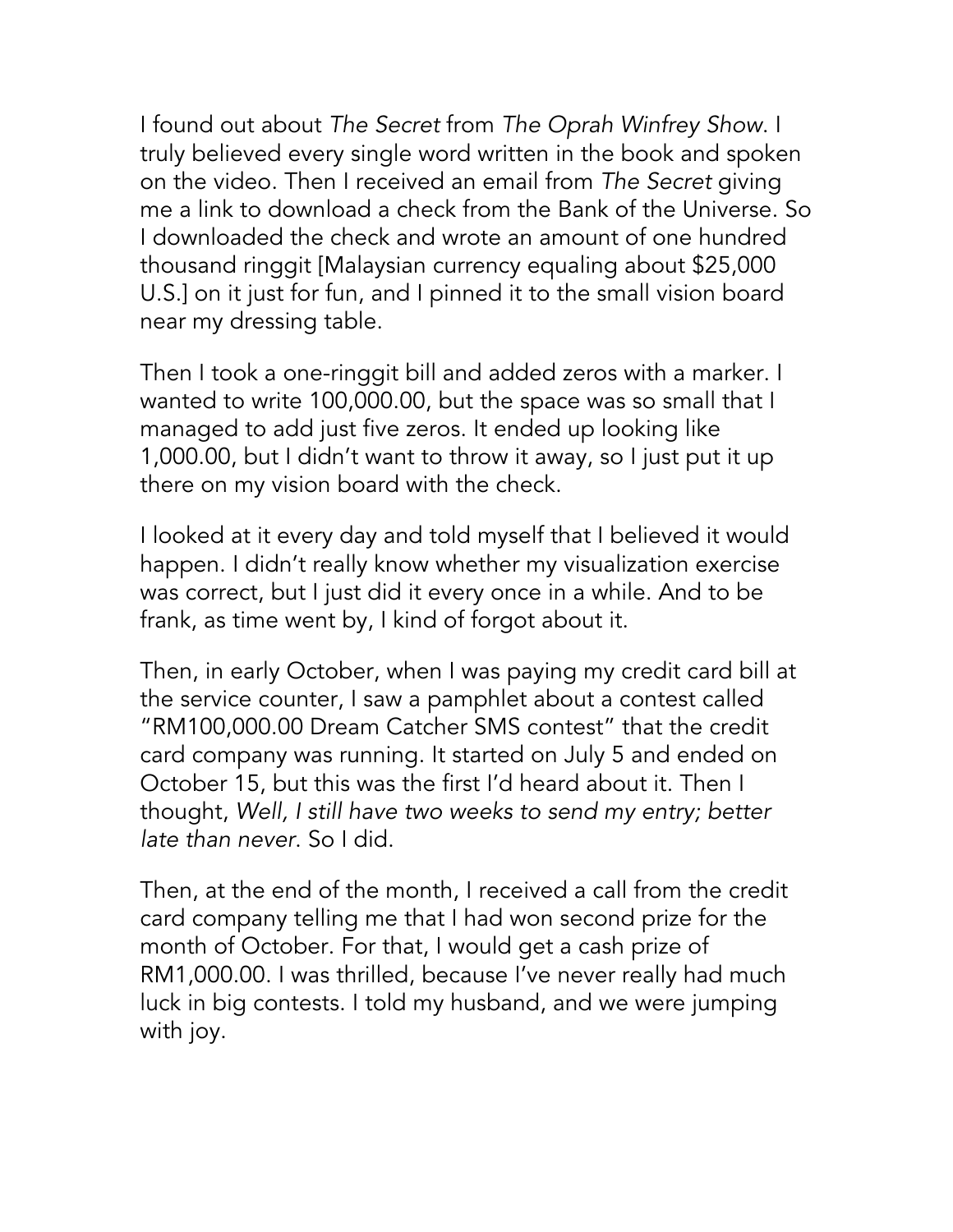I found out about *The Secret* from *The Oprah Winfrey Show*. I truly believed every single word written in the book and spoken on the video. Then I received an email from *The Secret* giving me a link to download a check from the Bank of the Universe. So I downloaded the check and wrote an amount of one hundred thousand ringgit [Malaysian currency equaling about $25,000 U.S.] on it just for fun, and I pinned it to the small vision board near my dressing table.

Then I took a one-ringgit bill and added zeros with a marker. I wanted to write 100,000.00, but the space was so small that I managed to add just five zeros. It ended up looking like 1,000.00, but I didn't want to throw it away, so I just put it up there on my vision board with the check.

I looked at it every day and told myself that I believed it would happen. I didn't really know whether my visualization exercise was correct, but I just did it every once in a while. And to be frank, as time went by, I kind of forgot about it.

Then, in early October, when I was paying my credit card bill at the service counter, I saw a pamphlet about a contest called "RM100,000.00 Dream Catcher SMS contest" that the credit card company was running. It started on July 5 and ended on October 15, but this was the first I'd heard about it. Then I thought, *Well, I still have two weeks to send my entry; better late than never*. So I did.

Then, at the end of the month, I received a call from the credit card company telling me that I had won second prize for the month of October. For that, I would get a cash prize of RM1,000.00. I was thrilled, because I've never really had much luck in big contests. I told my husband, and we were jumping with joy.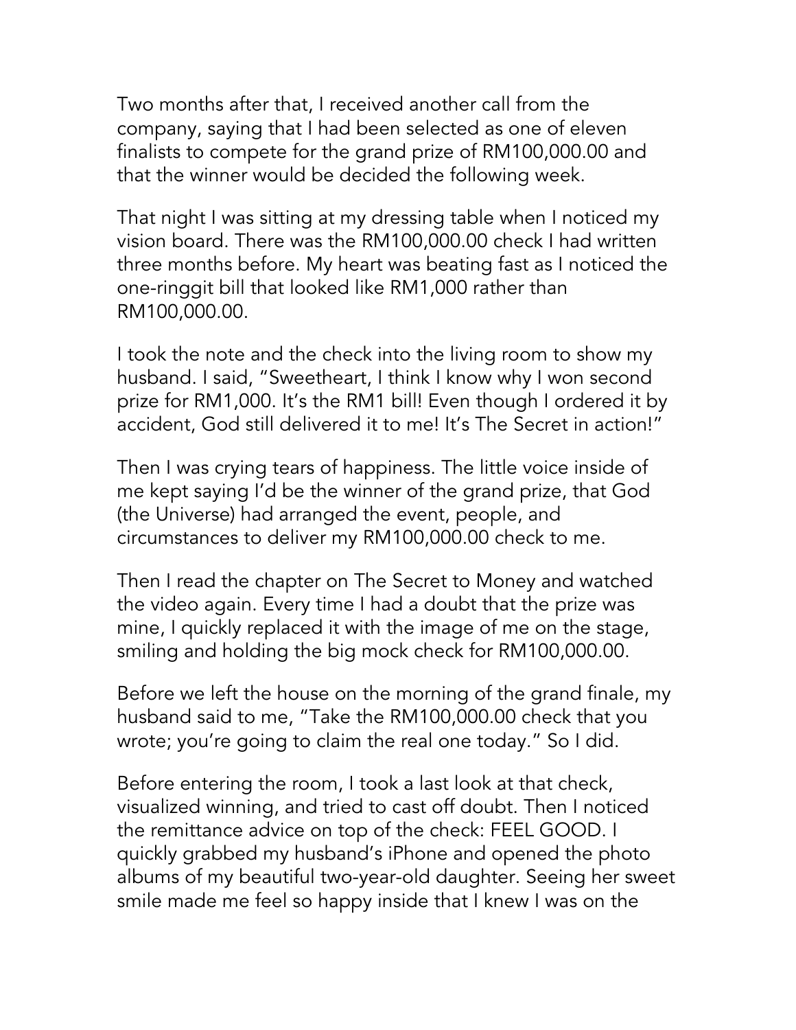Two months after that, I received another call from the company, saying that I had been selected as one of eleven finalists to compete for the grand prize of RM100,000.00 and that the winner would be decided the following week.

That night I was sitting at my dressing table when I noticed my vision board. There was the RM100,000.00 check I had written three months before. My heart was beating fast as I noticed the one-ringgit bill that looked like RM1,000 rather than RM100,000.00.

I took the note and the check into the living room to show my husband. I said, "Sweetheart, I think I know why I won second prize for RM1,000. It's the RM1 bill! Even though I ordered it by accident, God still delivered it to me! It's The Secret in action!"

Then I was crying tears of happiness. The little voice inside of me kept saying I'd be the winner of the grand prize, that God (the Universe) had arranged the event, people, and circumstances to deliver my RM100,000.00 check to me.

Then I read the chapter on The Secret to Money and watched the video again. Every time I had a doubt that the prize was mine, I quickly replaced it with the image of me on the stage, smiling and holding the big mock check for RM100,000.00.

Before we left the house on the morning of the grand finale, my husband said to me, "Take the RM100,000.00 check that you wrote; you're going to claim the real one today." So I did.

Before entering the room, I took a last look at that check, visualized winning, and tried to cast off doubt. Then I noticed the remittance advice on top of the check: FEEL GOOD. I quickly grabbed my husband's iPhone and opened the photo albums of my beautiful two-year-old daughter. Seeing her sweet smile made me feel so happy inside that I knew I was on the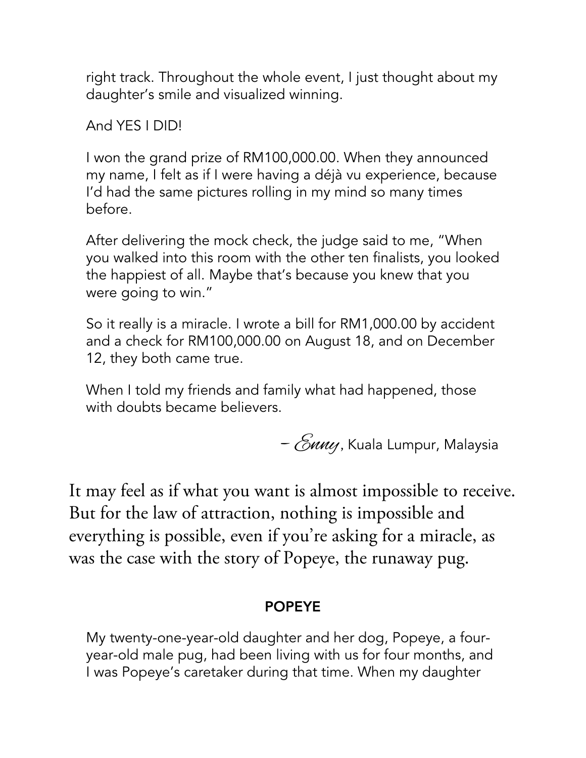right track. Throughout the whole event, I just thought about my daughter's smile and visualized winning.

And YES I DID!

I won the grand prize of RM100,000.00. When they announced my name, I felt as if I were having a déjà vu experience, because I'd had the same pictures rolling in my mind so many times before.

After delivering the mock check, the judge said to me, "When you walked into this room with the other ten finalists, you looked the happiest of all. Maybe that's because you knew that you were going to win."

So it really is a miracle. I wrote a bill for RM1,000.00 by accident and a check for RM100,000.00 on August 18, and on December 12, they both came true.

When I told my friends and family what had happened, those with doubts became believers.

– *Enny*, Kuala Lumpur, Malaysia

It may feel as if what you want is almost impossible to receive. But for the law of attraction, nothing is impossible and everything is possible, even if you're asking for a miracle, as was the case with the story of Popeye, the runaway pug.

## POPEYE

My twenty-one-year-old daughter and her dog, Popeye, a four-year-old male pug, had been living with us for four months, and I was Popeye's caretaker during that time. When my daughter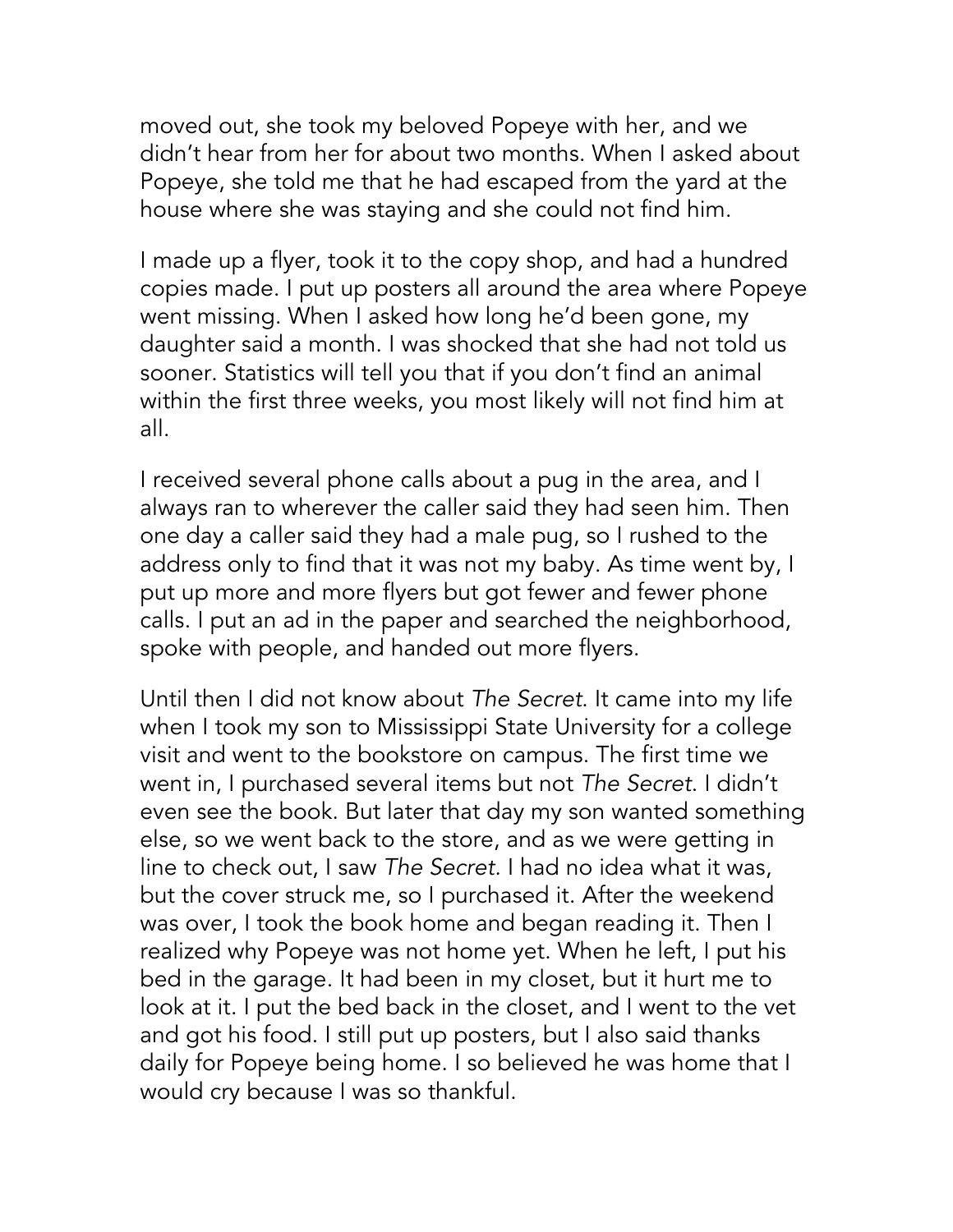moved out, she took my beloved Popeye with her, and we didn't hear from her for about two months. When I asked about Popeye, she told me that he had escaped from the yard at the house where she was staying and she could not find him.

I made up a flyer, took it to the copy shop, and had a hundred copies made. I put up posters all around the area where Popeye went missing. When I asked how long he'd been gone, my daughter said a month. I was shocked that she had not told us sooner. Statistics will tell you that if you don't find an animal within the first three weeks, you most likely will not find him at all.

I received several phone calls about a pug in the area, and I always ran to wherever the caller said they had seen him. Then one day a caller said they had a male pug, so I rushed to the address only to find that it was not my baby. As time went by, I put up more and more flyers but got fewer and fewer phone calls. I put an ad in the paper and searched the neighborhood, spoke with people, and handed out more flyers.

Until then I did not know about *The Secret*. It came into my life when I took my son to Mississippi State University for a college visit and went to the bookstore on campus. The first time we went in, I purchased several items but not *The Secret*. I didn't even see the book. But later that day my son wanted something else, so we went back to the store, and as we were getting in line to check out, I saw *The Secret.* I had no idea what it was, but the cover struck me, so I purchased it. After the weekend was over, I took the book home and began reading it. Then I realized why Popeye was not home yet. When he left, I put his bed in the garage. It had been in my closet, but it hurt me to look at it. I put the bed back in the closet, and I went to the vet and got his food. I still put up posters, but I also said thanks daily for Popeye being home. I so believed he was home that I would cry because I was so thankful.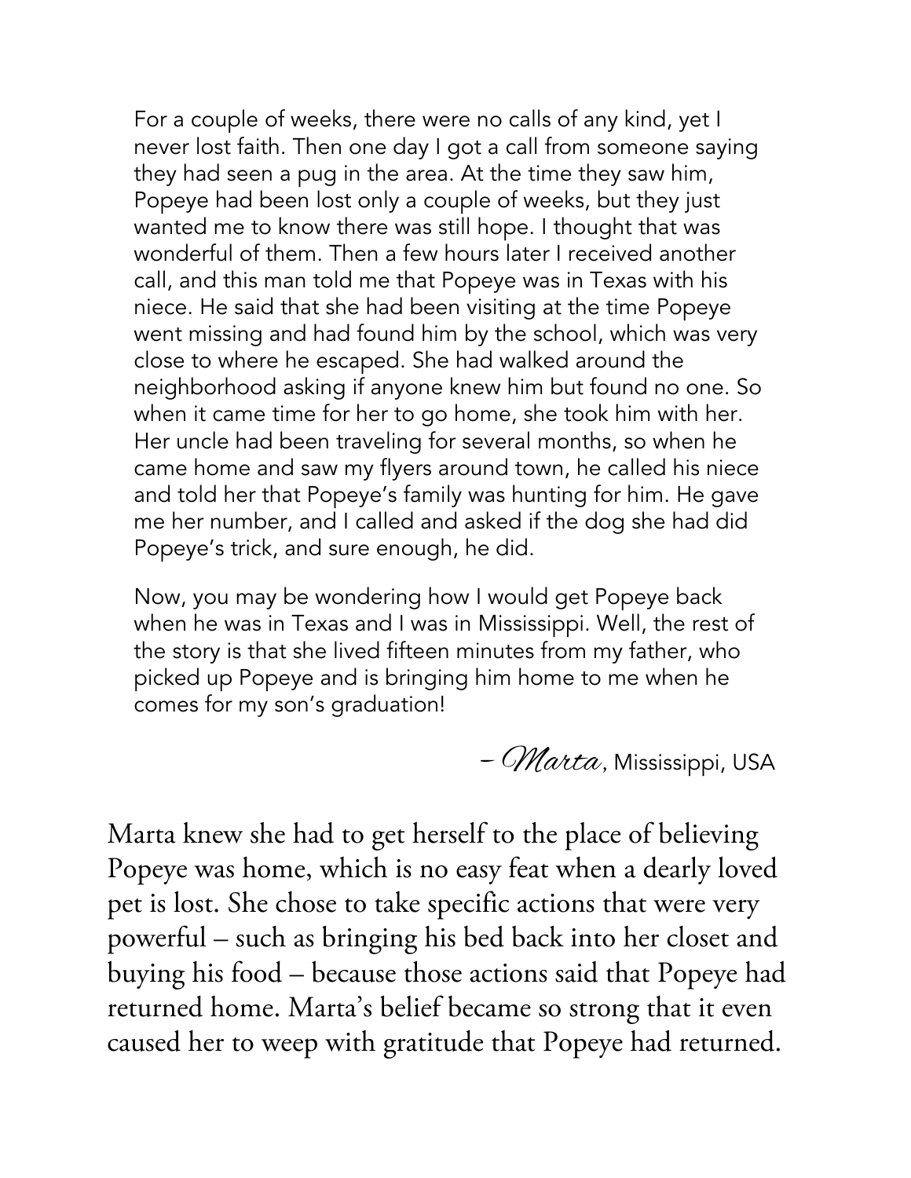For a couple of weeks, there were no calls of any kind, yet I never lost faith. Then one day I got a call from someone saying they had seen a pug in the area. At the time they saw him, Popeye had been lost only a couple of weeks, but they just wanted me to know there was still hope. I thought that was wonderful of them. Then a few hours later I received another call, and this man told me that Popeye was in Texas with his niece. He said that she had been visiting at the time Popeye went missing and had found him by the school, which was very close to where he escaped. She had walked around the neighborhood asking if anyone knew him but found no one. So when it came time for her to go home, she took him with her. Her uncle had been traveling for several months, so when he came home and saw my flyers around town, he called his niece and told her that Popeye's family was hunting for him. He gave me her number, and I called and asked if the dog she had did Popeye's trick, and sure enough, he did.

Now, you may be wondering how I would get Popeye back when he was in Texas and I was in Mississippi. Well, the rest of the story is that she lived fifteen minutes from my father, who picked up Popeye and is bringing him home to me when he comes for my son's graduation!

– *Marta*, Mississippi, USA

Marta knew she had to get herself to the place of believing Popeye was home, which is no easy feat when a dearly loved pet is lost. She chose to take specific actions that were very powerful – such as bringing his bed back into her closet and buying his food – because those actions said that Popeye had returned home. Marta's belief became so strong that it even caused her to weep with gratitude that Popeye had returned.